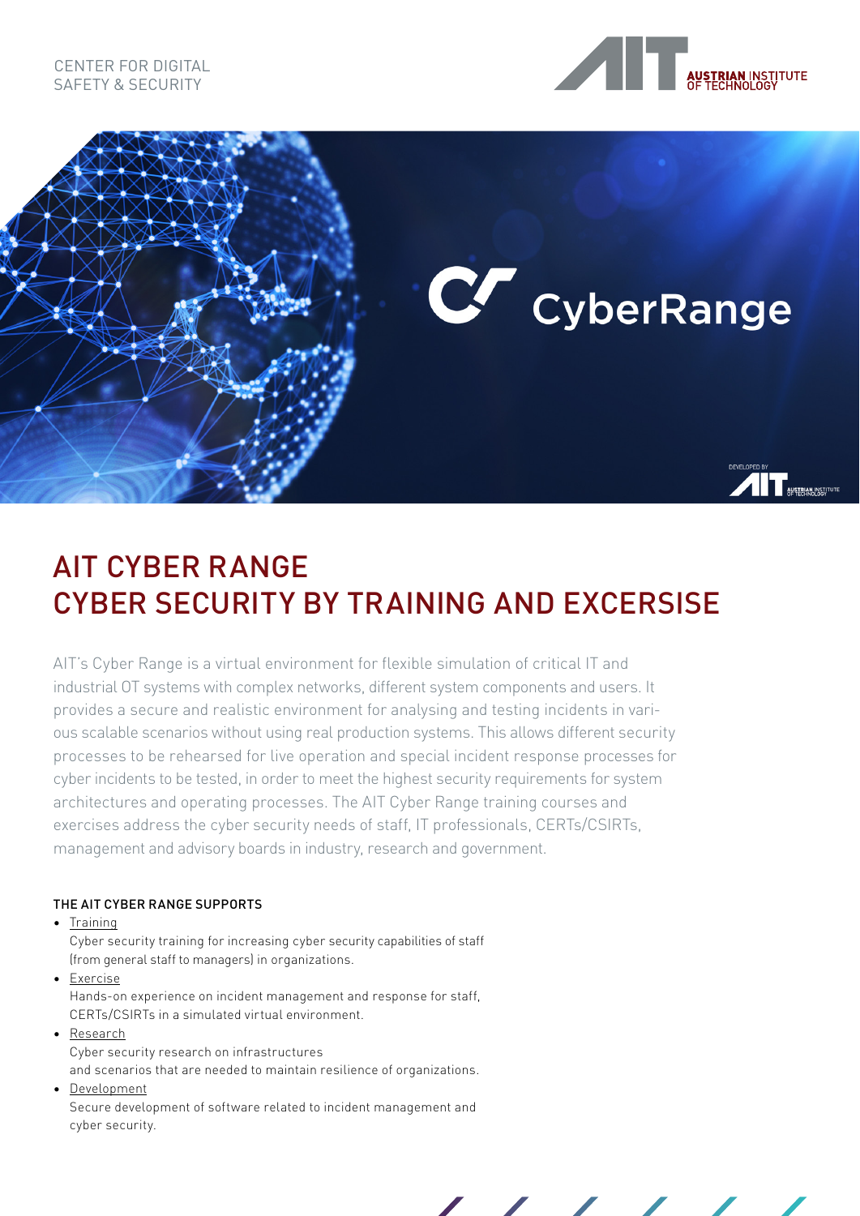CENTER FOR DIGITAL SAFETY & SECURITY

# AIT CYBER RANGE
# CYBER SECURITY BY TRAINING AND EXCERSISE

AIT's Cyber Range is a virtual environment for flexible simulation of critical IT and industrial OT systems with complex networks, different system components and users. It provides a secure and realistic environment for analysing and testing incidents in various scalable scenarios without using real production systems. This allows different security processes to be rehearsed for live operation and special incident response processes for cyber incidents to be tested, in order to meet the highest security requirements for system architectures and operating processes. The AIT Cyber Range training courses and exercises address the cyber security needs of staff, IT professionals, CERTs/CSIRTs, management and advisory boards in industry, research and government.

### THE AIT CYBER RANGE SUPPORTS

- Training
  Cyber security training for increasing cyber security capabilities of staff (from general staff to managers) in organizations.
- Exercise
  Hands-on experience on incident management and response for staff, CERTs/CSIRTs in a simulated virtual environment.
- Research
  Cyber security research on infrastructures and scenarios that are needed to maintain resilience of organizations.
- Development
  Secure development of software related to incident management and cyber security.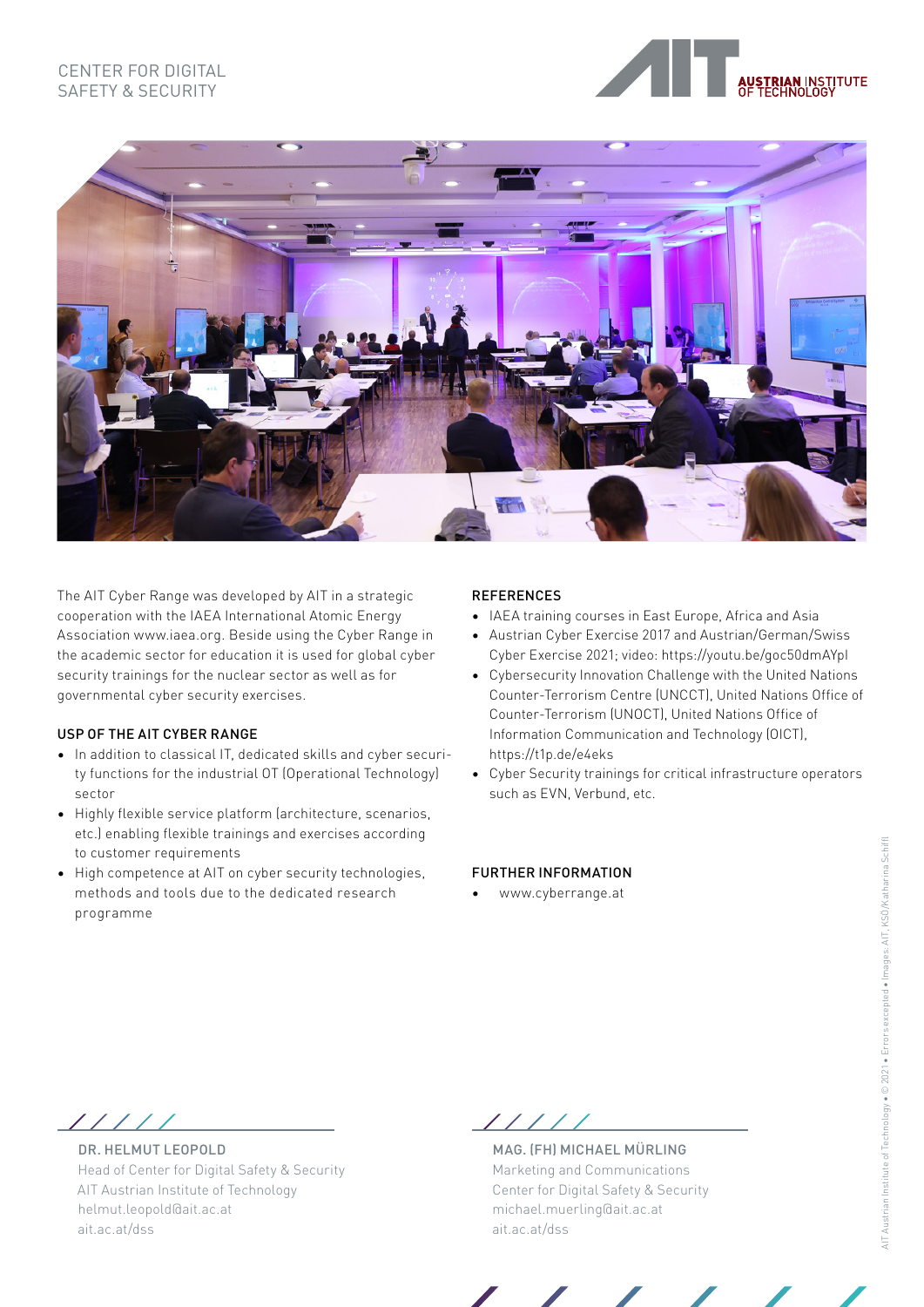CENTER FOR DIGITAL
SAFETY & SECURITY

AUSTRIAN INSTITUTE OF TECHNOLOGY

The AIT Cyber Range was developed by AIT in a strategic cooperation with the IAEA International Atomic Energy Association www.iaea.org. Beside using the Cyber Range in the academic sector for education it is used for global cyber security trainings for the nuclear sector as well as for governmental cyber security exercises.

## USP OF THE AIT CYBER RANGE

- In addition to classical IT, dedicated skills and cyber security functions for the industrial OT (Operational Technology) sector
- Highly flexible service platform (architecture, scenarios, etc.) enabling flexible trainings and exercises according to customer requirements
- High competence at AIT on cyber security technologies, methods and tools due to the dedicated research programme

## REFERENCES

- IAEA training courses in East Europe, Africa and Asia
- Austrian Cyber Exercise 2017 and Austrian/German/Swiss Cyber Exercise 2021; video: https://youtu.be/goc50dmAYpl
- Cybersecurity Innovation Challenge with the United Nations Counter-Terrorism Centre (UNCCT), United Nations Office of Counter-Terrorism (UNOCT), United Nations Office of Information Communication and Technology (OICT), https://t1p.de/e4eks
- Cyber Security trainings for critical infrastructure operators such as EVN, Verbund, etc.

## FURTHER INFORMATION

- www.cyberrange.at

**DR. HELMUT LEOPOLD**
Head of Center for Digital Safety & Security
AIT Austrian Institute of Technology
helmut.leopold@ait.ac.at
ait.ac.at/dss

**MAG. (FH) MICHAEL MÜRLING**
Marketing and Communications
Center for Digital Safety & Security
michael.muerling@ait.ac.at
ait.ac.at/dss

AIT Austrian Institute of Technology • © 2021 • Errors excepted • Images: AIT, KSÖ/Katharina Schiffl